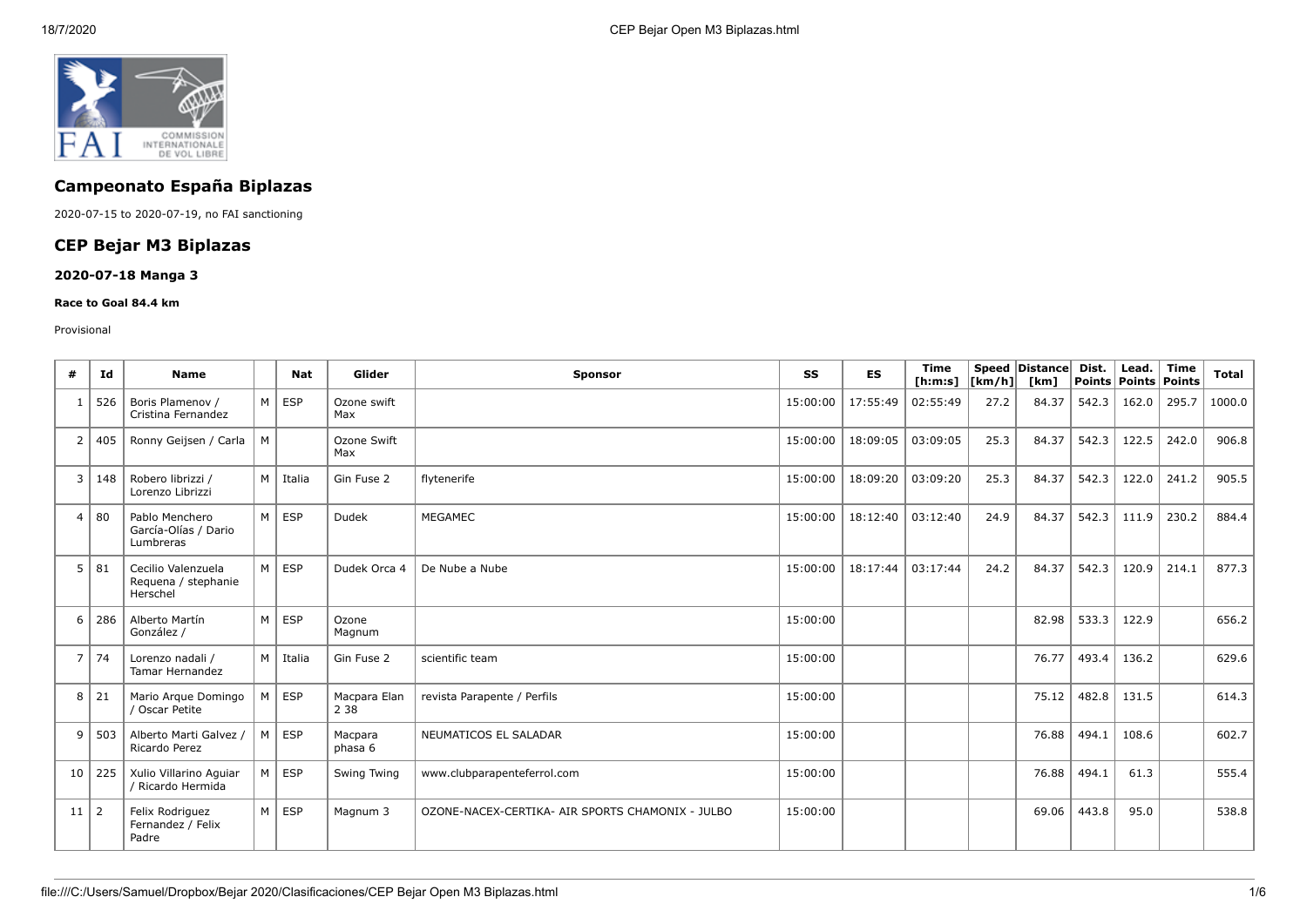# Campeonato España Biplazas

2020-07-15 to 2020-07-19, no FAI sanctioning

# CEP Bejar M3 Biplazas

### 2020-07-18 Manga 3

#### Race to Goal 84.4 km

Provisional

| # | Id | Name | | Nat | Glider | Sponsor | SS | ES | Time [h:m:s] | Speed [km/h] | Distance [km] | Dist. Points | Lead. Points | Time Points | Total |
|---|---|---|---|---|---|---|---|---|---|---|---|---|---|---|---|
| 1 | 526 | Boris Plamenov / Cristina Fernandez | M | ESP | Ozone swift Max | | 15:00:00 | 17:55:49 | 02:55:49 | 27.2 | 84.37 | 542.3 | 162.0 | 295.7 | 1000.0 |
| 2 | 405 | Ronny Geijsen / Carla | M | | Ozone Swift Max | | 15:00:00 | 18:09:05 | 03:09:05 | 25.3 | 84.37 | 542.3 | 122.5 | 242.0 | 906.8 |
| 3 | 148 | Robero librizzi / Lorenzo Librizzi | M | Italia | Gin Fuse 2 | flytenerife | 15:00:00 | 18:09:20 | 03:09:20 | 25.3 | 84.37 | 542.3 | 122.0 | 241.2 | 905.5 |
| 4 | 80 | Pablo Menchero García-Olías / Dario Lumbreras | M | ESP | Dudek | MEGAMEC | 15:00:00 | 18:12:40 | 03:12:40 | 24.9 | 84.37 | 542.3 | 111.9 | 230.2 | 884.4 |
| 5 | 81 | Cecilio Valenzuela Requena / stephanie Herschel | M | ESP | Dudek Orca 4 | De Nube a Nube | 15:00:00 | 18:17:44 | 03:17:44 | 24.2 | 84.37 | 542.3 | 120.9 | 214.1 | 877.3 |
| 6 | 286 | Alberto Martín González / | M | ESP | Ozone Magnum | | 15:00:00 | | | | 82.98 | 533.3 | 122.9 | | 656.2 |
| 7 | 74 | Lorenzo nadali / Tamar Hernandez | M | Italia | Gin Fuse 2 | scientific team | 15:00:00 | | | | 76.77 | 493.4 | 136.2 | | 629.6 |
| 8 | 21 | Mario Arque Domingo / Oscar Petite | M | ESP | Macpara Elan 2 38 | revista Parapente / Perfils | 15:00:00 | | | | 75.12 | 482.8 | 131.5 | | 614.3 |
| 9 | 503 | Alberto Marti Galvez / Ricardo Perez | M | ESP | Macpara phasa 6 | NEUMATICOS EL SALADAR | 15:00:00 | | | | 76.88 | 494.1 | 108.6 | | 602.7 |
| 10 | 225 | Xulio Villarino Aguiar / Ricardo Hermida | M | ESP | Swing Twing | www.clubparapenteferrol.com | 15:00:00 | | | | 76.88 | 494.1 | 61.3 | | 555.4 |
| 11 | 2 | Felix Rodriguez Fernandez / Felix Padre | M | ESP | Magnum 3 | OZONE-NACEX-CERTIKA- AIR SPORTS CHAMONIX - JULBO | 15:00:00 | | | | 69.06 | 443.8 | 95.0 | | 538.8 |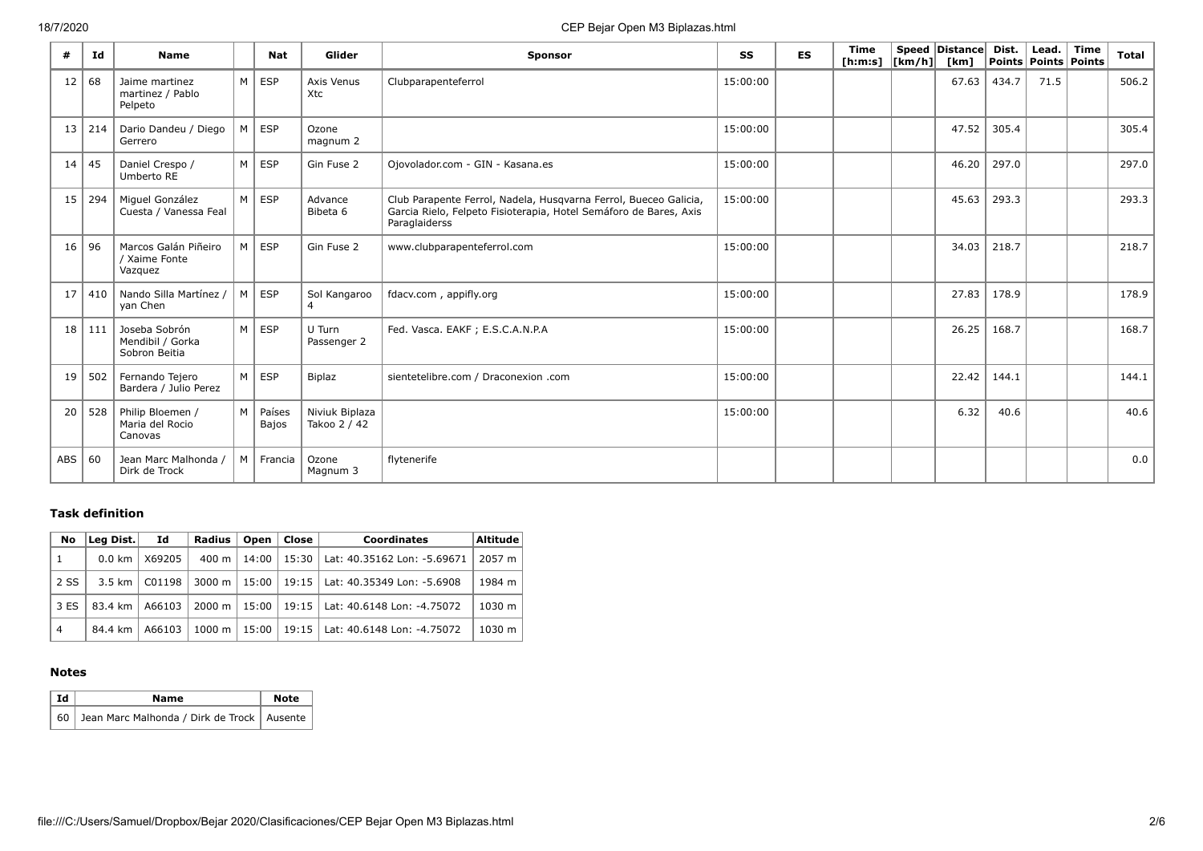| # | Id | Name | | Nat | Glider | Sponsor | SS | ES | Time [h:m:s] | Speed [km/h] | Distance [km] | Dist. Points | Lead. Points | Time Points | Total |
|---|---|---|---|---|---|---|---|---|---|---|---|---|---|---|---|
| 12 | 68 | Jaime martinez martinez / Pablo Pelpeto | M | ESP | Axis Venus Xtc | Clubparapenteferrol | 15:00:00 | | | | 67.63 | 434.7 | 71.5 | | 506.2 |
| 13 | 214 | Dario Dandeu / Diego Gerrero | M | ESP | Ozone magnum 2 | | 15:00:00 | | | | 47.52 | 305.4 | | | 305.4 |
| 14 | 45 | Daniel Crespo / Umberto RE | M | ESP | Gin Fuse 2 | Ojovolador.com - GIN - Kasana.es | 15:00:00 | | | | 46.20 | 297.0 | | | 297.0 |
| 15 | 294 | Miguel González Cuesta / Vanessa Feal | M | ESP | Advance Bibeta 6 | Club Parapente Ferrol, Nadela, Husqvarna Ferrol, Bueceo Galicia, Garcia Rielo, Felpeto Fisioterapia, Hotel Semáforo de Bares, Axis Paraglaiderss | 15:00:00 | | | | 45.63 | 293.3 | | | 293.3 |
| 16 | 96 | Marcos Galán Piñeiro / Xaime Fonte Vazquez | M | ESP | Gin Fuse 2 | www.clubparapenteferrol.com | 15:00:00 | | | | 34.03 | 218.7 | | | 218.7 |
| 17 | 410 | Nando Silla Martínez / yan Chen | M | ESP | Sol Kangaroo 4 | fdacv.com , appifly.org | 15:00:00 | | | | 27.83 | 178.9 | | | 178.9 |
| 18 | 111 | Joseba Sobrón Mendibil / Gorka Sobron Beitia | M | ESP | U Turn Passenger 2 | Fed. Vasca. EAKF ; E.S.C.A.N.P.A | 15:00:00 | | | | 26.25 | 168.7 | | | 168.7 |
| 19 | 502 | Fernando Tejero Bardera / Julio Perez | M | ESP | Biplaz | sientetelibre.com / Draconexion .com | 15:00:00 | | | | 22.42 | 144.1 | | | 144.1 |
| 20 | 528 | Philip Bloemen / Maria del Rocio Canovas | M | Países Bajos | Niviuk Biplaza Takoo 2 / 42 | | 15:00:00 | | | | 6.32 | 40.6 | | | 40.6 |
| ABS | 60 | Jean Marc Malhonda / Dirk de Trock | M | Francia | Ozone Magnum 3 | flytenerife | | | | | | | | | 0.0 |

### Task definition

| No | Leg Dist. | Id | Radius | Open | Close | Coordinates | Altitude |
|---|---|---|---|---|---|---|---|
| 1 | 0.0 km | X69205 | 400 m | 14:00 | 15:30 | Lat: 40.35162 Lon: -5.69671 | 2057 m |
| 2 SS | 3.5 km | C01198 | 3000 m | 15:00 | 19:15 | Lat: 40.35349 Lon: -5.6908 | 1984 m |
| 3 ES | 83.4 km | A66103 | 2000 m | 15:00 | 19:15 | Lat: 40.6148 Lon: -4.75072 | 1030 m |
| 4 | 84.4 km | A66103 | 1000 m | 15:00 | 19:15 | Lat: 40.6148 Lon: -4.75072 | 1030 m |

### Notes

| Id | Name | Note |
|---|---|---|
| 60 | Jean Marc Malhonda / Dirk de Trock | Ausente |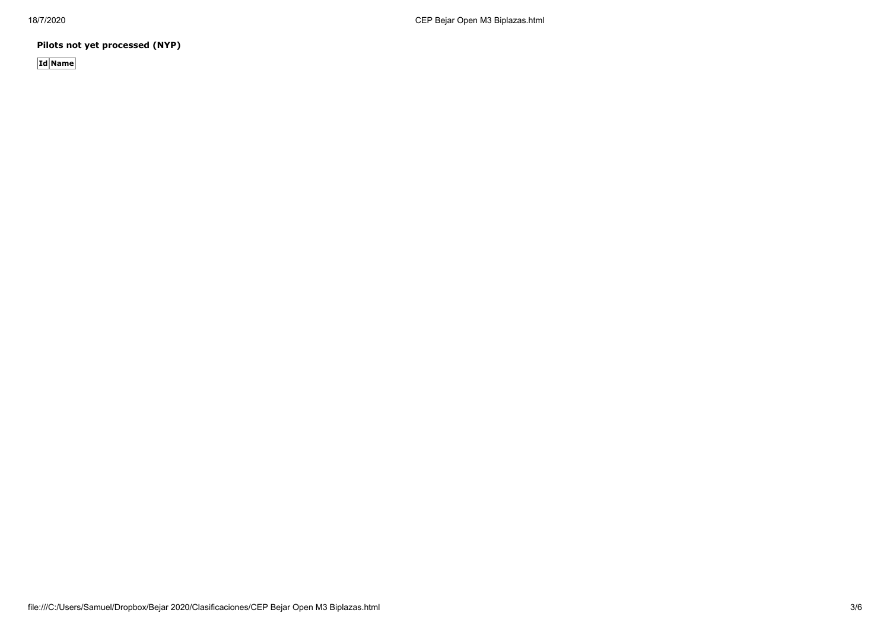**Pilots not yet processed (NYP)**

| Id | Name |
| --- | --- |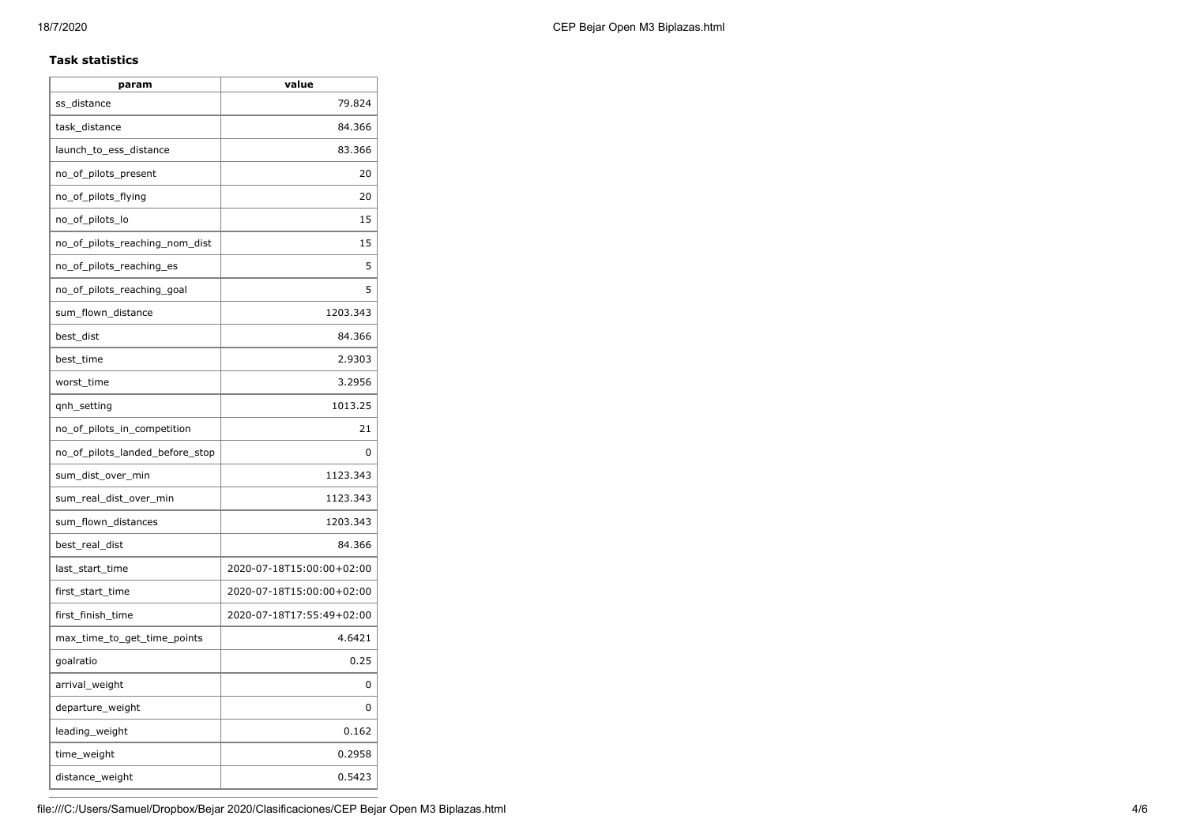**Task statistics**

| param | value |
|---|---|
| ss_distance | 79.824 |
| task_distance | 84.366 |
| launch_to_ess_distance | 83.366 |
| no_of_pilots_present | 20 |
| no_of_pilots_flying | 20 |
| no_of_pilots_lo | 15 |
| no_of_pilots_reaching_nom_dist | 15 |
| no_of_pilots_reaching_es | 5 |
| no_of_pilots_reaching_goal | 5 |
| sum_flown_distance | 1203.343 |
| best_dist | 84.366 |
| best_time | 2.9303 |
| worst_time | 3.2956 |
| qnh_setting | 1013.25 |
| no_of_pilots_in_competition | 21 |
| no_of_pilots_landed_before_stop | 0 |
| sum_dist_over_min | 1123.343 |
| sum_real_dist_over_min | 1123.343 |
| sum_flown_distances | 1203.343 |
| best_real_dist | 84.366 |
| last_start_time | 2020-07-18T15:00:00+02:00 |
| first_start_time | 2020-07-18T15:00:00+02:00 |
| first_finish_time | 2020-07-18T17:55:49+02:00 |
| max_time_to_get_time_points | 4.6421 |
| goalratio | 0.25 |
| arrival_weight | 0 |
| departure_weight | 0 |
| leading_weight | 0.162 |
| time_weight | 0.2958 |
| distance_weight | 0.5423 |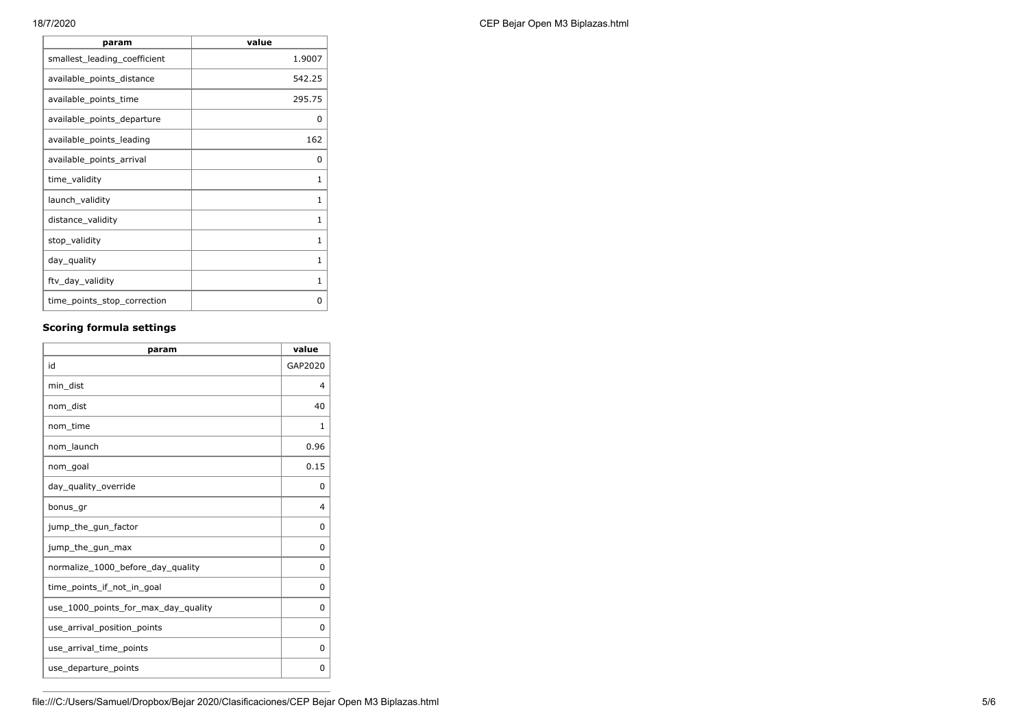| param | value |
| --- | --- |
| smallest_leading_coefficient | 1.9007 |
| available_points_distance | 542.25 |
| available_points_time | 295.75 |
| available_points_departure | 0 |
| available_points_leading | 162 |
| available_points_arrival | 0 |
| time_validity | 1 |
| launch_validity | 1 |
| distance_validity | 1 |
| stop_validity | 1 |
| day_quality | 1 |
| ftv_day_validity | 1 |
| time_points_stop_correction | 0 |

### Scoring formula settings

| param | value |
| --- | --- |
| id | GAP2020 |
| min_dist | 4 |
| nom_dist | 40 |
| nom_time | 1 |
| nom_launch | 0.96 |
| nom_goal | 0.15 |
| day_quality_override | 0 |
| bonus_gr | 4 |
| jump_the_gun_factor | 0 |
| jump_the_gun_max | 0 |
| normalize_1000_before_day_quality | 0 |
| time_points_if_not_in_goal | 0 |
| use_1000_points_for_max_day_quality | 0 |
| use_arrival_position_points | 0 |
| use_arrival_time_points | 0 |
| use_departure_points | 0 |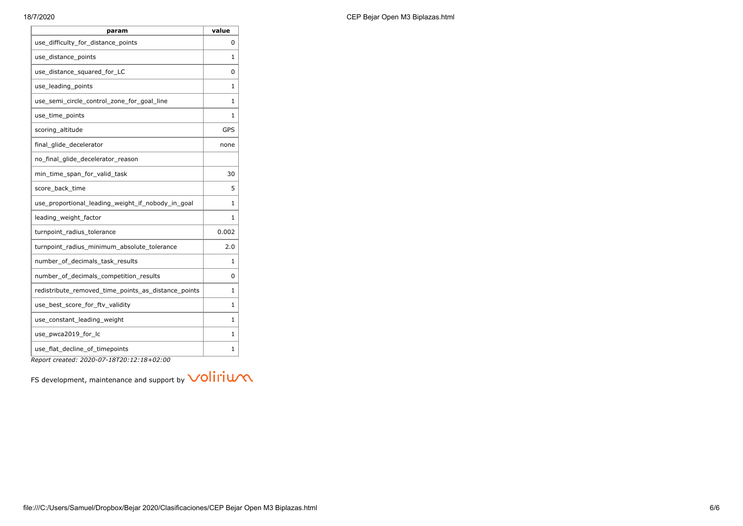| param | value |
| --- | --- |
| use_difficulty_for_distance_points | 0 |
| use_distance_points | 1 |
| use_distance_squared_for_LC | 0 |
| use_leading_points | 1 |
| use_semi_circle_control_zone_for_goal_line | 1 |
| use_time_points | 1 |
| scoring_altitude | GPS |
| final_glide_decelerator | none |
| no_final_glide_decelerator_reason | |
| min_time_span_for_valid_task | 30 |
| score_back_time | 5 |
| use_proportional_leading_weight_if_nobody_in_goal | 1 |
| leading_weight_factor | 1 |
| turnpoint_radius_tolerance | 0.002 |
| turnpoint_radius_minimum_absolute_tolerance | 2.0 |
| number_of_decimals_task_results | 1 |
| number_of_decimals_competition_results | 0 |
| redistribute_removed_time_points_as_distance_points | 1 |
| use_best_score_for_ftv_validity | 1 |
| use_constant_leading_weight | 1 |
| use_pwca2019_for_lc | 1 |
| use_flat_decline_of_timepoints | 1 |

*Report created: 2020-07-18T20:12:18+02:00*

FS development, maintenance and support by volirium